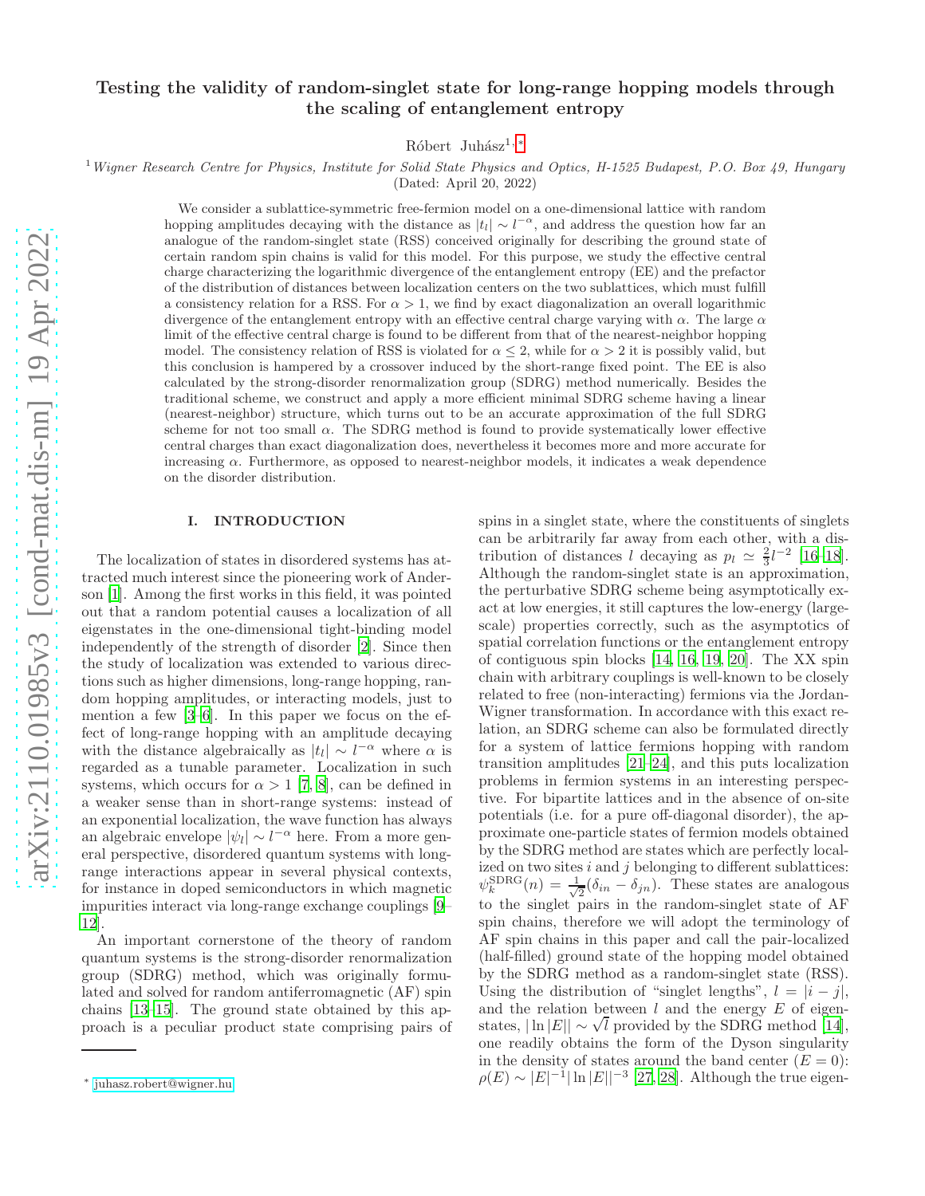# Testing the validity of random-singlet state for long-range hopping models through the scaling of entanglement entropy

Róbert Juhász[1,*]

[1] *Wigner Research Centre for Physics, Institute for Solid State Physics and Optics, H-1525 Budapest, P.O. Box 49, Hungary*

(Dated: April 20, 2022)

We consider a sublattice-symmetric free-fermion model on a one-dimensional lattice with random hopping amplitudes decaying with the distance as $|t_l| \sim l^{-\alpha}$, and address the question how far an analogue of the random-singlet state (RSS) conceived originally for describing the ground state of certain random spin chains is valid for this model. For this purpose, we study the effective central charge characterizing the logarithmic divergence of the entanglement entropy (EE) and the prefactor of the distribution of distances between localization centers on the two sublattices, which must fulfill a consistency relation for a RSS. For $\alpha > 1$, we find by exact diagonalization an overall logarithmic divergence of the entanglement entropy with an effective central charge varying with $\alpha$. The large $\alpha$ limit of the effective central charge is found to be different from that of the nearest-neighbor hopping model. The consistency relation of RSS is violated for $\alpha \leq 2$, while for $\alpha > 2$ it is possibly valid, but this conclusion is hampered by a crossover induced by the short-range fixed point. The EE is also calculated by the strong-disorder renormalization group (SDRG) method numerically. Besides the traditional scheme, we construct and apply a more efficient minimal SDRG scheme having a linear (nearest-neighbor) structure, which turns out to be an accurate approximation of the full SDRG scheme for not too small $\alpha$. The SDRG method is found to provide systematically lower effective central charges than exact diagonalization does, nevertheless it becomes more and more accurate for increasing $\alpha$. Furthermore, as opposed to nearest-neighbor models, it indicates a weak dependence on the disorder distribution.

## I. INTRODUCTION

The localization of states in disordered systems has attracted much interest since the pioneering work of Anderson [1]. Among the first works in this field, it was pointed out that a random potential causes a localization of all eigenstates in the one-dimensional tight-binding model independently of the strength of disorder [2]. Since then the study of localization was extended to various directions such as higher dimensions, long-range hopping, random hopping amplitudes, or interacting models, just to mention a few [3–6]. In this paper we focus on the effect of long-range hopping with an amplitude decaying with the distance algebraically as $|t_l| \sim l^{-\alpha}$ where $\alpha$ is regarded as a tunable parameter. Localization in such systems, which occurs for $\alpha > 1$ [7, 8], can be defined in a weaker sense than in short-range systems: instead of an exponential localization, the wave function has always an algebraic envelope $|\psi_l| \sim l^{-\alpha}$ here. From a more general perspective, disordered quantum systems with long-range interactions appear in several physical contexts, for instance in doped semiconductors in which magnetic impurities interact via long-range exchange couplings [9–12].

An important cornerstone of the theory of random quantum systems is the strong-disorder renormalization group (SDRG) method, which was originally formulated and solved for random antiferromagnetic (AF) spin chains [13–15]. The ground state obtained by this approach is a peculiar product state comprising pairs of spins in a singlet state, where the constituents of singlets can be arbitrarily far away from each other, with a distribution of distances $l$ decaying as $p_l \simeq \frac{2}{3}l^{-2}$ [16–18]. Although the random-singlet state is an approximation, the perturbative SDRG scheme being asymptotically exact at low energies, it still captures the low-energy (large-scale) properties correctly, such as the asymptotics of spatial correlation functions or the entanglement entropy of contiguous spin blocks [14, 16, 19, 20]. The XX spin chain with arbitrary couplings is well-known to be closely related to free (non-interacting) fermions via the Jordan-Wigner transformation. In accordance with this exact relation, an SDRG scheme can also be formulated directly for a system of lattice fermions hopping with random transition amplitudes [21–24], and this puts localization problems in fermion systems in an interesting perspective. For bipartite lattices and in the absence of on-site potentials (i.e. for a pure off-diagonal disorder), the approximate one-particle states of fermion models obtained by the SDRG method are states which are perfectly localized on two sites $i$ and $j$ belonging to different sublattices: $\psi_k^{\rm SDRG}(n) = \frac{1}{\sqrt{2}}(\delta_{in} - \delta_{jn})$. These states are analogous to the singlet pairs in the random-singlet state of AF spin chains, therefore we will adopt the terminology of AF spin chains in this paper and call the pair-localized (half-filled) ground state of the hopping model obtained by the SDRG method as a random-singlet state (RSS). Using the distribution of "singlet lengths", $l = |i - j|$, and the relation between $l$ and the energy $E$ of eigenstates, $|\ln|E|| \sim \sqrt{l}$ provided by the SDRG method [14], one readily obtains the form of the Dyson singularity in the density of states around the band center ($E = 0$): $\rho(E) \sim |E|^{-1}|\ln|E||^{-3}$ [27, 28]. Although the true eigen-

* juhasz.robert@wigner.hu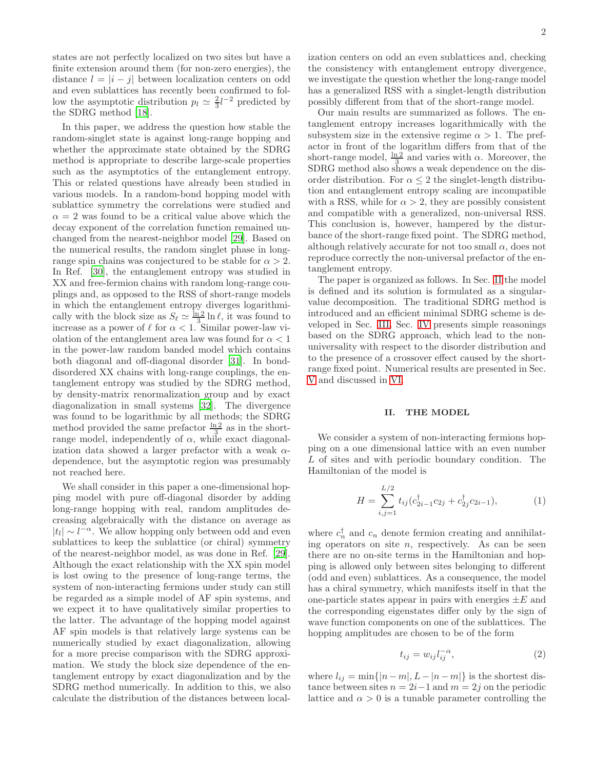states are not perfectly localized on two sites but have a finite extension around them (for non-zero energies), the distance $l = |i - j|$ between localization centers on odd and even sublattices has recently been confirmed to follow the asymptotic distribution $p_l \simeq \frac{2}{3} l^{-2}$ predicted by the SDRG method [18].

In this paper, we address the question how stable the random-singlet state is against long-range hopping and whether the approximate state obtained by the SDRG method is appropriate to describe large-scale properties such as the asymptotics of the entanglement entropy. This or related questions have already been studied in various models. In a random-bond hopping model with sublattice symmetry the correlations were studied and $\alpha = 2$ was found to be a critical value above which the decay exponent of the correlation function remained unchanged from the nearest-neighbor model [29]. Based on the numerical results, the random singlet phase in long-range spin chains was conjectured to be stable for $\alpha > 2$. In Ref. [30], the entanglement entropy was studied in XX and free-fermion chains with random long-range couplings and, as opposed to the RSS of short-range models in which the entanglement entropy diverges logarithmically with the block size as $S_\ell \simeq \frac{\ln 2}{3} \ln \ell$, it was found to increase as a power of $\ell$ for $\alpha < 1$. Similar power-law violation of the entanglement area law was found for $\alpha < 1$ in the power-law random banded model which contains both diagonal and off-diagonal disorder [31]. In bond-disordered XX chains with long-range couplings, the entanglement entropy was studied by the SDRG method, by density-matrix renormalization group and by exact diagonalization in small systems [32]. The divergence was found to be logarithmic by all methods; the SDRG method provided the same prefactor $\frac{\ln 2}{3}$ as in the short-range model, independently of $\alpha$, while exact diagonalization data showed a larger prefactor with a weak $\alpha$-dependence, but the asymptotic region was presumably not reached here.

We shall consider in this paper a one-dimensional hopping model with pure off-diagonal disorder by adding long-range hopping with real, random amplitudes decreasing algebraically with the distance on average as $|t_l| \sim l^{-\alpha}$. We allow hopping only between odd and even sublattices to keep the sublattice (or chiral) symmetry of the nearest-neighbor model, as was done in Ref. [29]. Although the exact relationship with the XX spin model is lost owing to the presence of long-range terms, the system of non-interacting fermions under study can still be regarded as a simple model of AF spin systems, and we expect it to have qualitatively similar properties to the latter. The advantage of the hopping model against AF spin models is that relatively large systems can be numerically studied by exact diagonalization, allowing for a more precise comparison with the SDRG approximation. We study the block size dependence of the entanglement entropy by exact diagonalization and by the SDRG method numerically. In addition to this, we also calculate the distribution of the distances between localization centers on odd an even sublattices and, checking the consistency with entanglement entropy divergence, we investigate the question whether the long-range model has a generalized RSS with a singlet-length distribution possibly different from that of the short-range model.

Our main results are summarized as follows. The entanglement entropy increases logarithmically with the subsystem size in the extensive regime $\alpha > 1$. The prefactor in front of the logarithm differs from that of the short-range model, $\frac{\ln 2}{3}$ and varies with $\alpha$. Moreover, the SDRG method also shows a weak dependence on the disorder distribution. For $\alpha \leq 2$ the singlet-length distribution and entanglement entropy scaling are incompatible with a RSS, while for $\alpha > 2$, they are possibly consistent and compatible with a generalized, non-universal RSS. This conclusion is, however, hampered by the disturbance of the short-range fixed point. The SDRG method, although relatively accurate for not too small $\alpha$, does not reproduce correctly the non-universal prefactor of the entanglement entropy.

The paper is organized as follows. In Sec. II the model is defined and its solution is formulated as a singular-value decomposition. The traditional SDRG method is introduced and an efficient minimal SDRG scheme is developed in Sec. III. Sec. IV presents simple reasonings based on the SDRG approach, which lead to the non-universality with respect to the disorder distribution and to the presence of a crossover effect caused by the short-range fixed point. Numerical results are presented in Sec. V and discussed in VI.

## II. THE MODEL

We consider a system of non-interacting fermions hopping on a one dimensional lattice with an even number $L$ of sites and with periodic boundary condition. The Hamiltonian of the model is

$$H = \sum_{i,j=1}^{L/2} t_{ij} (c_{2i-1}^\dagger c_{2j} + c_{2j}^\dagger c_{2i-1}), \tag{1}$$

where $c_n^\dagger$ and $c_n$ denote fermion creating and annihilating operators on site $n$, respectively. As can be seen there are no on-site terms in the Hamiltonian and hopping is allowed only between sites belonging to different (odd and even) sublattices. As a consequence, the model has a chiral symmetry, which manifests itself in that the one-particle states appear in pairs with energies $\pm E$ and the corresponding eigenstates differ only by the sign of wave function components on one of the sublattices. The hopping amplitudes are chosen to be of the form

$$t_{ij} = w_{ij} l_{ij}^{-\alpha}, \tag{2}$$

where $l_{ij} = \min\{|n - m|, L - |n - m|\}$ is the shortest distance between sites $n = 2i - 1$ and $m = 2j$ on the periodic lattice and $\alpha > 0$ is a tunable parameter controlling the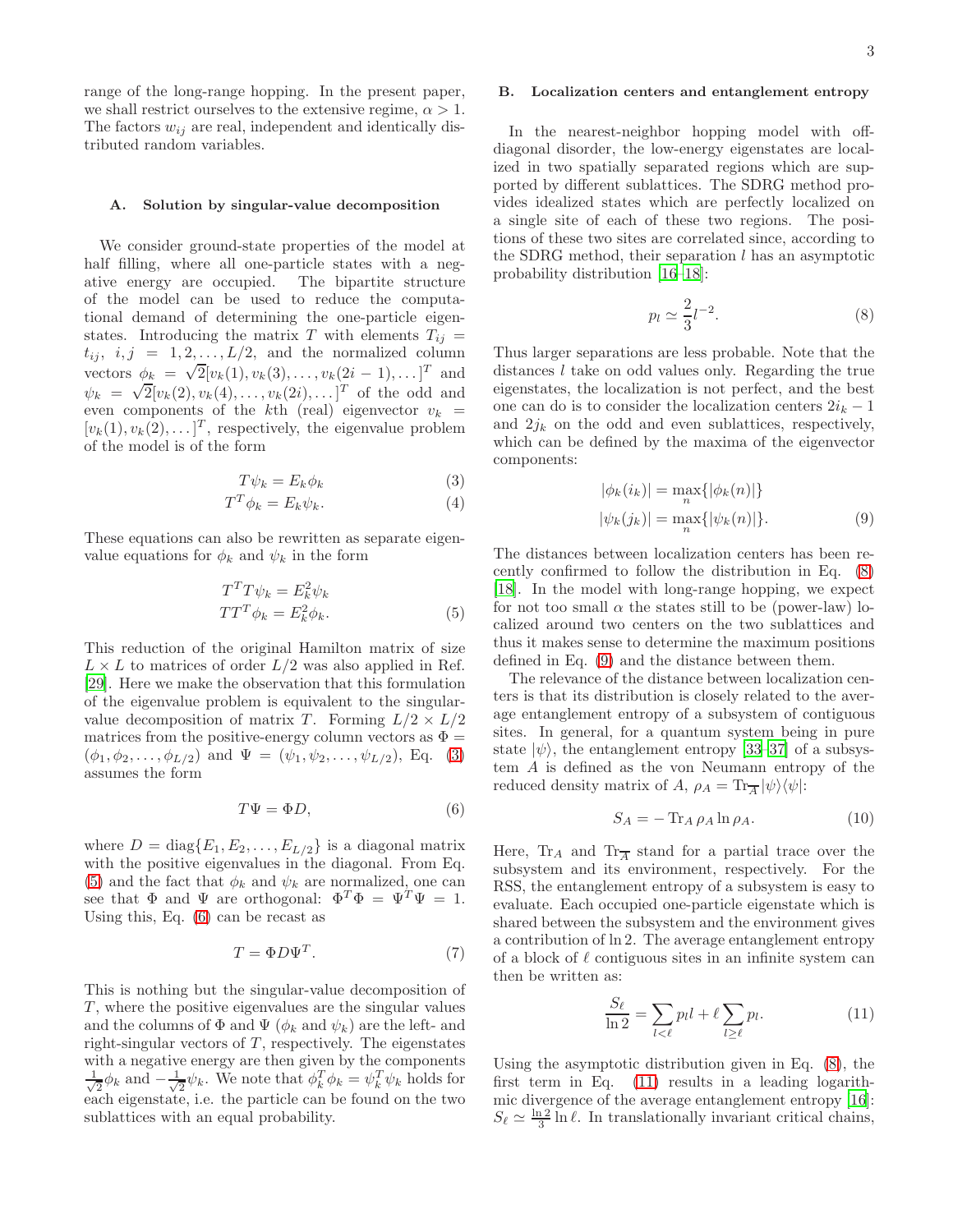range of the long-range hopping. In the present paper, we shall restrict ourselves to the extensive regime, $\alpha > 1$. The factors $w_{ij}$ are real, independent and identically distributed random variables.

### A. Solution by singular-value decomposition

We consider ground-state properties of the model at half filling, where all one-particle states with a negative energy are occupied. The bipartite structure of the model can be used to reduce the computational demand of determining the one-particle eigenstates. Introducing the matrix $T$ with elements $T_{ij} = t_{ij}$, $i,j = 1,2,\ldots,L/2$, and the normalized column vectors $\phi_k = \sqrt{2}[v_k(1), v_k(3), \ldots, v_k(2i-1), \ldots]^T$ and $\psi_k = \sqrt{2}[v_k(2), v_k(4), \ldots, v_k(2i), \ldots]^T$ of the odd and even components of the $k$th (real) eigenvector $v_k = [v_k(1), v_k(2), \ldots]^T$, respectively, the eigenvalue problem of the model is of the form

$$T\psi_k = E_k\phi_k \tag{3}$$
$$T^T\phi_k = E_k\psi_k. \tag{4}$$

These equations can also be rewritten as separate eigenvalue equations for $\phi_k$ and $\psi_k$ in the form

$$\begin{aligned} T^T T\psi_k &= E_k^2\psi_k \\ TT^T\phi_k &= E_k^2\phi_k. \end{aligned} \tag{5}$$

This reduction of the original Hamilton matrix of size $L \times L$ to matrices of order $L/2$ was also applied in Ref. [29]. Here we make the observation that this formulation of the eigenvalue problem is equivalent to the singular-value decomposition of matrix $T$. Forming $L/2 \times L/2$ matrices from the positive-energy column vectors as $\Phi = (\phi_1, \phi_2, \ldots, \phi_{L/2})$ and $\Psi = (\psi_1, \psi_2, \ldots, \psi_{L/2})$, Eq. (3) assumes the form

$$T\Psi = \Phi D, \tag{6}$$

where $D = \mathrm{diag}\{E_1, E_2, \ldots, E_{L/2}\}$ is a diagonal matrix with the positive eigenvalues in the diagonal. From Eq. (5) and the fact that $\phi_k$ and $\psi_k$ are normalized, one can see that $\Phi$ and $\Psi$ are orthogonal: $\Phi^T\Phi = \Psi^T\Psi = 1$. Using this, Eq. (6) can be recast as

$$T = \Phi D \Psi^T. \tag{7}$$

This is nothing but the singular-value decomposition of $T$, where the positive eigenvalues are the singular values and the columns of $\Phi$ and $\Psi$ ($\phi_k$ and $\psi_k$) are the left- and right-singular vectors of $T$, respectively. The eigenstates with a negative energy are then given by the components $\frac{1}{\sqrt{2}}\phi_k$ and $-\frac{1}{\sqrt{2}}\psi_k$. We note that $\phi_k^T\phi_k = \psi_k^T\psi_k$ holds for each eigenstate, i.e. the particle can be found on the two sublattices with an equal probability.

### B. Localization centers and entanglement entropy

In the nearest-neighbor hopping model with off-diagonal disorder, the low-energy eigenstates are localized in two spatially separated regions which are supported by different sublattices. The SDRG method provides idealized states which are perfectly localized on a single site of each of these two regions. The positions of these two sites are correlated since, according to the SDRG method, their separation $l$ has an asymptotic probability distribution [16–18]:

$$p_l \simeq \frac{2}{3} l^{-2}. \tag{8}$$

Thus larger separations are less probable. Note that the distances $l$ take on odd values only. Regarding the true eigenstates, the localization is not perfect, and the best one can do is to consider the localization centers $2i_k - 1$ and $2j_k$ on the odd and even sublattices, respectively, which can be defined by the maxima of the eigenvector components:

$$\begin{aligned} |\phi_k(i_k)| &= \max_n\{|\phi_k(n)|\} \\ |\psi_k(j_k)| &= \max_n\{|\psi_k(n)|\}. \end{aligned} \tag{9}$$

The distances between localization centers has been recently confirmed to follow the distribution in Eq. (8) [18]. In the model with long-range hopping, we expect for not too small $\alpha$ the states still to be (power-law) localized around two centers on the two sublattices and thus it makes sense to determine the maximum positions defined in Eq. (9) and the distance between them.

The relevance of the distance between localization centers is that its distribution is closely related to the average entanglement entropy of a subsystem of contiguous sites. In general, for a quantum system being in pure state $|\psi\rangle$, the entanglement entropy [33–37] of a subsystem $A$ is defined as the von Neumann entropy of the reduced density matrix of $A$, $\rho_A = \mathrm{Tr}_{\overline{A}}|\psi\rangle\langle\psi|$:

$$S_A = -\,\mathrm{Tr}_A\,\rho_A \ln\rho_A. \tag{10}$$

Here, $\mathrm{Tr}_A$ and $\mathrm{Tr}_{\overline{A}}$ stand for a partial trace over the subsystem and its environment, respectively. For the RSS, the entanglement entropy of a subsystem is easy to evaluate. Each occupied one-particle eigenstate which is shared between the subsystem and the environment gives a contribution of $\ln 2$. The average entanglement entropy of a block of $\ell$ contiguous sites in an infinite system can then be written as:

$$\frac{S_\ell}{\ln 2} = \sum_{l<\ell} p_l l + \ell \sum_{l \geq \ell} p_l. \tag{11}$$

Using the asymptotic distribution given in Eq. (8), the first term in Eq. (11) results in a leading logarithmic divergence of the average entanglement entropy [16]: $S_\ell \simeq \frac{\ln 2}{3}\ln\ell$. In translationally invariant critical chains,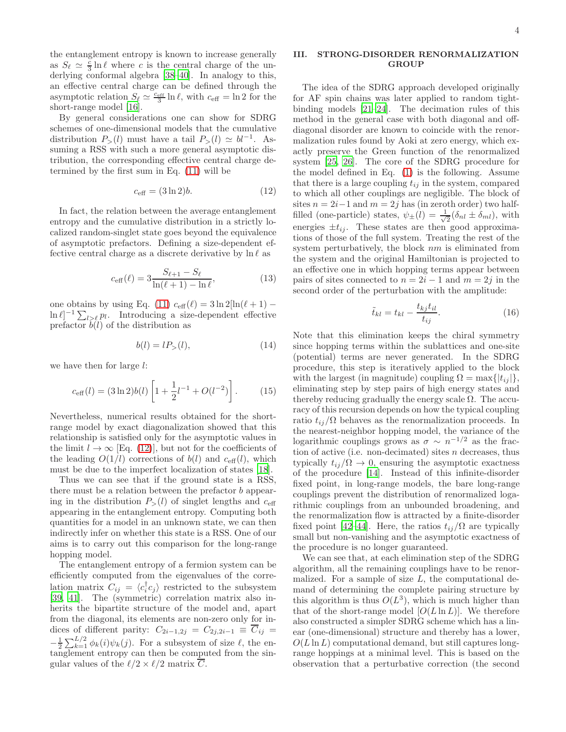the entanglement entropy is known to increase generally as $S_\ell \simeq \frac{c}{3}\ln \ell$ where $c$ is the central charge of the underlying conformal algebra [38–40]. In analogy to this, an effective central charge can be defined through the asymptotic relation $S_\ell \simeq \frac{c_{\rm eff}}{3}\ln \ell$, with $c_{\rm eff} = \ln 2$ for the short-range model [16].

By general considerations one can show for SDRG schemes of one-dimensional models that the cumulative distribution $P_>(l)$ must have a tail $P_>(l) \simeq bl^{-1}$. Assuming a RSS with such a more general asymptotic distribution, the corresponding effective central charge determined by the first sum in Eq. (11) will be

$$c_{\rm eff} = (3\ln 2)b. \tag{12}$$

In fact, the relation between the average entanglement entropy and the cumulative distribution in a strictly localized random-singlet state goes beyond the equivalence of asymptotic prefactors. Defining a size-dependent effective central charge as a discrete derivative by $\ln \ell$ as

$$c_{\rm eff}(\ell) = 3\frac{S_{\ell+1} - S_\ell}{\ln(\ell+1) - \ln \ell}, \tag{13}$$

one obtains by using Eq. (11) $c_{\rm eff}(\ell) = 3\ln 2[\ln(\ell+1) - \ln \ell]^{-1}\sum_{l>\ell} p_l$. Introducing a size-dependent effective prefactor $b(l)$ of the distribution as

$$b(l) = lP_>(l), \tag{14}$$

we have then for large $l$:

$$c_{\rm eff}(l) = (3\ln 2)b(l)\left[1 + \frac{1}{2}l^{-1} + O(l^{-2})\right]. \tag{15}$$

Nevertheless, numerical results obtained for the short-range model by exact diagonalization showed that this relationship is satisfied only for the asymptotic values in the limit $l \to \infty$ [Eq. (12)], but not for the coefficients of the leading $O(1/l)$ corrections of $b(l)$ and $c_{\rm eff}(l)$, which must be due to the imperfect localization of states [18].

Thus we can see that if the ground state is a RSS, there must be a relation between the prefactor $b$ appearing in the distribution $P_>(l)$ of singlet lengths and $c_{\rm eff}$ appearing in the entanglement entropy. Computing both quantities for a model in an unknown state, we can then indirectly infer on whether this state is a RSS. One of our aims is to carry out this comparison for the long-range hopping model.

The entanglement entropy of a fermion system can be efficiently computed from the eigenvalues of the correlation matrix $C_{ij} = \langle c_i^\dagger c_j\rangle$ restricted to the subsystem [39, 41]. The (symmetric) correlation matrix also inherits the bipartite structure of the model and, apart from the diagonal, its elements are non-zero only for indices of different parity: $C_{2i-1,2j} = C_{2j,2i-1} \equiv \overline{C}_{ij} = -\frac{1}{2}\sum_{k=1}^{L/2}\phi_k(i)\psi_k(j)$. For a subsystem of size $\ell$, the entanglement entropy can then be computed from the singular values of the $\ell/2 \times \ell/2$ matrix $\overline{C}$.

## III. STRONG-DISORDER RENORMALIZATION GROUP

The idea of the SDRG approach developed originally for AF spin chains was later applied to random tight-binding models [21–24]. The decimation rules of this method in the general case with both diagonal and off-diagonal disorder are known to coincide with the renormalization rules found by Aoki at zero energy, which exactly preserve the Green function of the renormalized system [25, 26]. The core of the SDRG procedure for the model defined in Eq. (1) is the following. Assume that there is a large coupling $t_{ij}$ in the system, compared to which all other couplings are negligible. The block of sites $n = 2i-1$ and $m = 2j$ has (in zeroth order) two half-filled (one-particle) states, $\psi_\pm(l) = \frac{1}{\sqrt{2}}(\delta_{nl} \pm \delta_{ml})$, with energies $\pm t_{ij}$. These states are then good approximations of those of the full system. Treating the rest of the system perturbatively, the block $nm$ is eliminated from the system and the original Hamiltonian is projected to an effective one in which hopping terms appear between pairs of sites connected to $n = 2i-1$ and $m = 2j$ in the second order of the perturbation with the amplitude:

$$\tilde{t}_{kl} = t_{kl} - \frac{t_{kj}t_{il}}{t_{ij}}. \tag{16}$$

Note that this elimination keeps the chiral symmetry since hopping terms within the sublattices and one-site (potential) terms are never generated. In the SDRG procedure, this step is iteratively applied to the block with the largest (in magnitude) coupling $\Omega = \max\{|t_{ij}|\}$, eliminating step by step pairs of high energy states and thereby reducing gradually the energy scale $\Omega$. The accuracy of this recursion depends on how the typical coupling ratio $t_{ij}/\Omega$ behaves as the renormalization proceeds. In the nearest-neighbor hopping model, the variance of the logarithmic couplings grows as $\sigma \sim n^{-1/2}$ as the fraction of active (i.e. non-decimated) sites $n$ decreases, thus typically $t_{ij}/\Omega \to 0$, ensuring the asymptotic exactness of the procedure [14]. Instead of this infinite-disorder fixed point, in long-range models, the bare long-range couplings prevent the distribution of renormalized logarithmic couplings from an unbounded broadening, and the renormalization flow is attracted by a finite-disorder fixed point [42–44]. Here, the ratios $t_{ij}/\Omega$ are typically small but non-vanishing and the asymptotic exactness of the procedure is no longer guaranteed.

We can see that, at each elimination step of the SDRG algorithm, all the remaining couplings have to be renormalized. For a sample of size $L$, the computational demand of determining the complete pairing structure by this algorithm is thus $O(L^3)$, which is much higher than that of the short-range model [$O(L\ln L)$]. We therefore also constructed a simpler SDRG scheme which has a linear (one-dimensional) structure and thereby has a lower, $O(L\ln L)$ computational demand, but still captures long-range hoppings at a minimal level. This is based on the observation that a perturbative correction (the second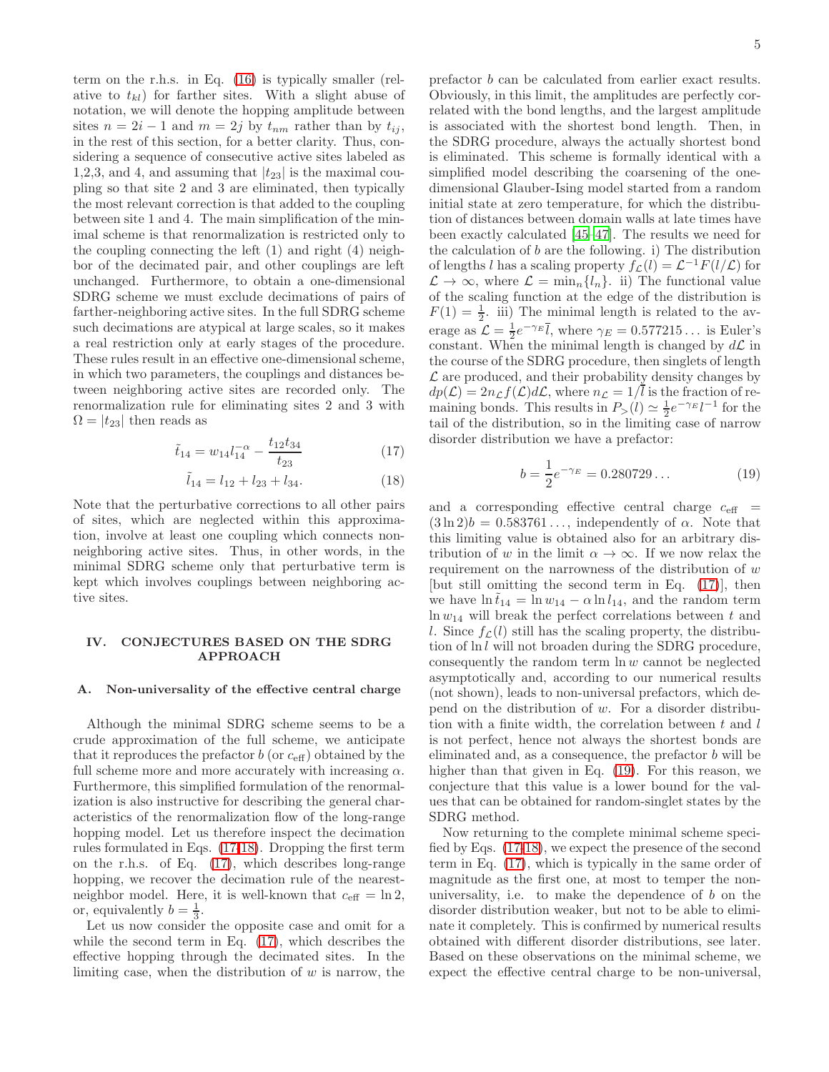term on the r.h.s. in Eq. (16) is typically smaller (relative to $t_{kl}$) for farther sites. With a slight abuse of notation, we will denote the hopping amplitude between sites $n = 2i - 1$ and $m = 2j$ by $t_{nm}$ rather than by $t_{ij}$, in the rest of this section, for a better clarity. Thus, considering a sequence of consecutive active sites labeled as 1,2,3, and 4, and assuming that $|t_{23}|$ is the maximal coupling so that site 2 and 3 are eliminated, then typically the most relevant correction is that added to the coupling between site 1 and 4. The main simplification of the minimal scheme is that renormalization is restricted only to the coupling connecting the left (1) and right (4) neighbor of the decimated pair, and other couplings are left unchanged. Furthermore, to obtain a one-dimensional SDRG scheme we must exclude decimations of pairs of farther-neighboring active sites. In the full SDRG scheme such decimations are atypical at large scales, so it makes a real restriction only at early stages of the procedure. These rules result in an effective one-dimensional scheme, in which two parameters, the couplings and distances between neighboring active sites are recorded only. The renormalization rule for eliminating sites 2 and 3 with $\Omega = |t_{23}|$ then reads as

$$\tilde{t}_{14} = w_{14} l_{14}^{-\alpha} - \frac{t_{12}t_{34}}{t_{23}} \tag{17}$$

$$\tilde{l}_{14} = l_{12} + l_{23} + l_{34}. \tag{18}$$

Note that the perturbative corrections to all other pairs of sites, which are neglected within this approximation, involve at least one coupling which connects non-neighboring active sites. Thus, in other words, in the minimal SDRG scheme only that perturbative term is kept which involves couplings between neighboring active sites.

## IV. CONJECTURES BASED ON THE SDRG APPROACH

### A. Non-universality of the effective central charge

Although the minimal SDRG scheme seems to be a crude approximation of the full scheme, we anticipate that it reproduces the prefactor $b$ (or $c_{\rm eff}$) obtained by the full scheme more and more accurately with increasing $\alpha$. Furthermore, this simplified formulation of the renormalization is also instructive for describing the general characteristics of the renormalization flow of the long-range hopping model. Let us therefore inspect the decimation rules formulated in Eqs. (17,18). Dropping the first term on the r.h.s. of Eq. (17), which describes long-range hopping, we recover the decimation rule of the nearest-neighbor model. Here, it is well-known that $c_{\rm eff} = \ln 2$, or, equivalently $b = \frac{1}{3}$.

Let us now consider the opposite case and omit for a while the second term in Eq. (17), which describes the effective hopping through the decimated sites. In the limiting case, when the distribution of $w$ is narrow, the prefactor $b$ can be calculated from earlier exact results. Obviously, in this limit, the amplitudes are perfectly correlated with the bond lengths, and the largest amplitude is associated with the shortest bond length. Then, in the SDRG procedure, always the actually shortest bond is eliminated. This scheme is formally identical with a simplified model describing the coarsening of the one-dimensional Glauber-Ising model started from a random initial state at zero temperature, for which the distribution of distances between domain walls at late times have been exactly calculated [45–47]. The results we need for the calculation of $b$ are the following. i) The distribution of lengths $l$ has a scaling property $f_{\mathcal{L}}(l) = \mathcal{L}^{-1}F(l/\mathcal{L})$ for $\mathcal{L} \to \infty$, where $\mathcal{L} = \min_n\{l_n\}$. ii) The functional value of the scaling function at the edge of the distribution is $F(1) = \frac{1}{2}$. iii) The minimal length is related to the average as $\mathcal{L} = \frac{1}{2}e^{-\gamma_E}\bar{l}$, where $\gamma_E = 0.577215\ldots$ is Euler's constant. When the minimal length is changed by $d\mathcal{L}$ in the course of the SDRG procedure, then singlets of length $\mathcal{L}$ are produced, and their probability density changes by $dp(\mathcal{L}) = 2n_{\mathcal{L}}f(\mathcal{L})d\mathcal{L}$, where $n_{\mathcal{L}} = 1/\bar{l}$ is the fraction of remaining bonds. This results in $P_>(l) \simeq \frac{1}{2}e^{-\gamma_E}l^{-1}$ for the tail of the distribution, so in the limiting case of narrow disorder distribution we have a prefactor:

$$b = \frac{1}{2}e^{-\gamma_E} = 0.280729\ldots \tag{19}$$

and a corresponding effective central charge $c_{\rm eff} = (3\ln 2)b = 0.583761\ldots$, independently of $\alpha$. Note that this limiting value is obtained also for an arbitrary distribution of $w$ in the limit $\alpha \to \infty$. If we now relax the requirement on the narrowness of the distribution of $w$ [but still omitting the second term in Eq. (17)], then we have $\ln \tilde{t}_{14} = \ln w_{14} - \alpha \ln l_{14}$, and the random term $\ln w_{14}$ will break the perfect correlations between $t$ and $l$. Since $f_{\mathcal{L}}(l)$ still has the scaling property, the distribution of $\ln l$ will not broaden during the SDRG procedure, consequently the random term $\ln w$ cannot be neglected asymptotically and, according to our numerical results (not shown), leads to non-universal prefactors, which depend on the distribution of $w$. For a disorder distribution with a finite width, the correlation between $t$ and $l$ is not perfect, hence not always the shortest bonds are eliminated and, as a consequence, the prefactor $b$ will be higher than that given in Eq. (19). For this reason, we conjecture that this value is a lower bound for the values that can be obtained for random-singlet states by the SDRG method.

Now returning to the complete minimal scheme specified by Eqs. (17,18), we expect the presence of the second term in Eq. (17), which is typically in the same order of magnitude as the first one, at most to temper the non-universality, i.e. to make the dependence of $b$ on the disorder distribution weaker, but not to be able to eliminate it completely. This is confirmed by numerical results obtained with different disorder distributions, see later. Based on these observations on the minimal scheme, we expect the effective central charge to be non-universal,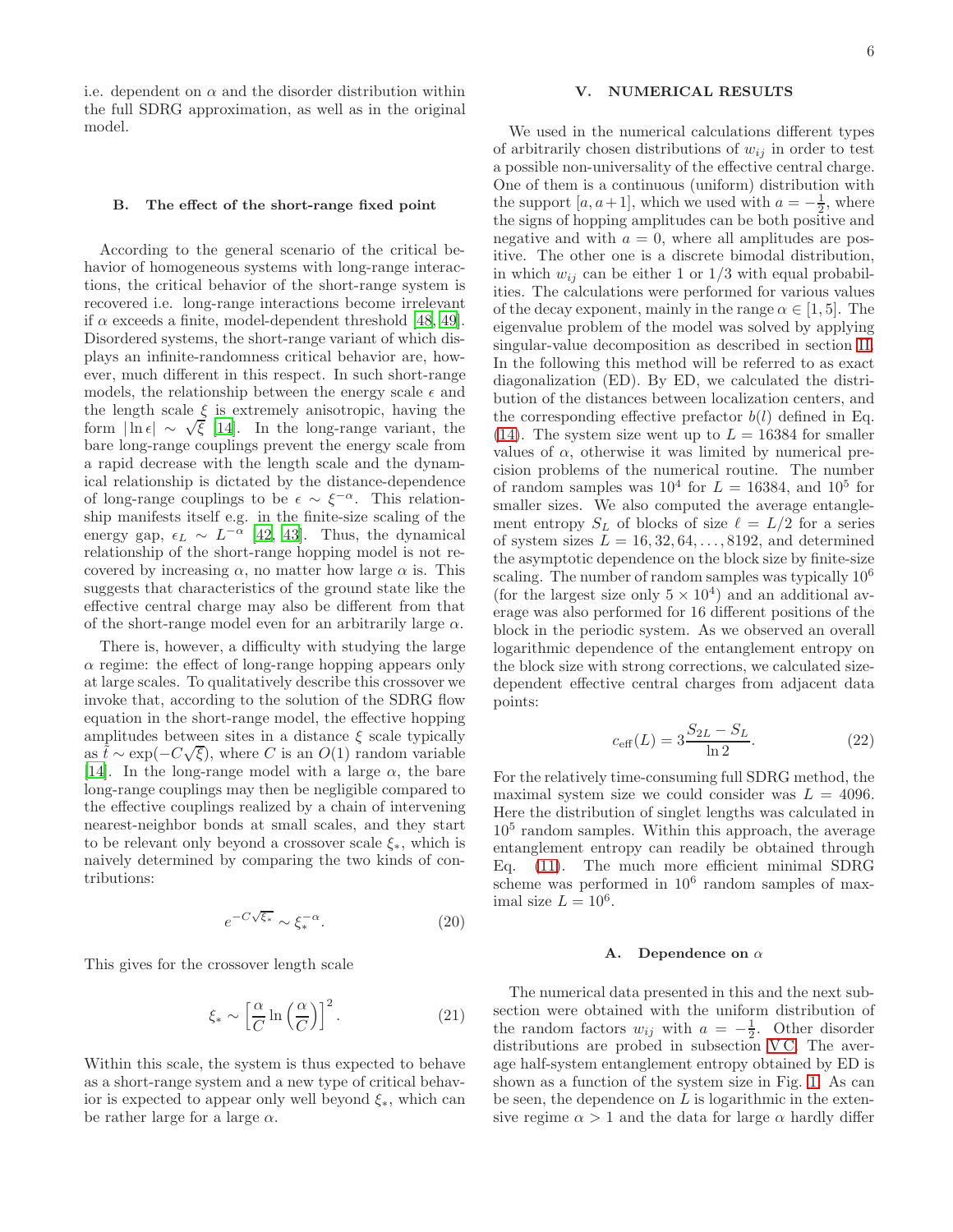i.e. dependent on $\alpha$ and the disorder distribution within the full SDRG approximation, as well as in the original model.

### B. The effect of the short-range fixed point

According to the general scenario of the critical behavior of homogeneous systems with long-range interactions, the critical behavior of the short-range system is recovered i.e. long-range interactions become irrelevant if $\alpha$ exceeds a finite, model-dependent threshold [48, 49]. Disordered systems, the short-range variant of which displays an infinite-randomness critical behavior are, however, much different in this respect. In such short-range models, the relationship between the energy scale $\epsilon$ and the length scale $\xi$ is extremely anisotropic, having the form $|\ln\epsilon| \sim \sqrt{\xi}$ [14]. In the long-range variant, the bare long-range couplings prevent the energy scale from a rapid decrease with the length scale and the dynamical relationship is dictated by the distance-dependence of long-range couplings to be $\epsilon \sim \xi^{-\alpha}$. This relationship manifests itself e.g. in the finite-size scaling of the energy gap, $\epsilon_L \sim L^{-\alpha}$ [42, 43]. Thus, the dynamical relationship of the short-range hopping model is not recovered by increasing $\alpha$, no matter how large $\alpha$ is. This suggests that characteristics of the ground state like the effective central charge may also be different from that of the short-range model even for an arbitrarily large $\alpha$.

There is, however, a difficulty with studying the large $\alpha$ regime: the effect of long-range hopping appears only at large scales. To qualitatively describe this crossover we invoke that, according to the solution of the SDRG flow equation in the short-range model, the effective hopping amplitudes between sites in a distance $\xi$ scale typically as $\tilde{t} \sim \exp(-C\sqrt{\xi})$, where $C$ is an $O(1)$ random variable [14]. In the long-range model with a large $\alpha$, the bare long-range couplings may then be negligible compared to the effective couplings realized by a chain of intervening nearest-neighbor bonds at small scales, and they start to be relevant only beyond a crossover scale $\xi_*$, which is naively determined by comparing the two kinds of contributions:

$$e^{-C\sqrt{\xi_*}} \sim \xi_*^{-\alpha}. \tag{20}$$

This gives for the crossover length scale

$$\xi_* \sim \left[\frac{\alpha}{C}\ln\left(\frac{\alpha}{C}\right)\right]^2. \tag{21}$$

Within this scale, the system is thus expected to behave as a short-range system and a new type of critical behavior is expected to appear only well beyond $\xi_*$, which can be rather large for a large $\alpha$.

## V. NUMERICAL RESULTS

We used in the numerical calculations different types of arbitrarily chosen distributions of $w_{ij}$ in order to test a possible non-universality of the effective central charge. One of them is a continuous (uniform) distribution with the support $[a, a+1]$, which we used with $a = -\frac{1}{2}$, where the signs of hopping amplitudes can be both positive and negative and with $a = 0$, where all amplitudes are positive. The other one is a discrete bimodal distribution, in which $w_{ij}$ can be either 1 or 1/3 with equal probabilities. The calculations were performed for various values of the decay exponent, mainly in the range $\alpha \in [1, 5]$. The eigenvalue problem of the model was solved by applying singular-value decomposition as described in section II. In the following this method will be referred to as exact diagonalization (ED). By ED, we calculated the distribution of the distances between localization centers, and the corresponding effective prefactor $b(l)$ defined in Eq. (14). The system size went up to $L = 16384$ for smaller values of $\alpha$, otherwise it was limited by numerical precision problems of the numerical routine. The number of random samples was $10^4$ for $L = 16384$, and $10^5$ for smaller sizes. We also computed the average entanglement entropy $S_L$ of blocks of size $\ell = L/2$ for a series of system sizes $L = 16, 32, 64, \dots, 8192$, and determined the asymptotic dependence on the block size by finite-size scaling. The number of random samples was typically $10^6$ (for the largest size only $5 \times 10^4$) and an additional average was also performed for 16 different positions of the block in the periodic system. As we observed an overall logarithmic dependence of the entanglement entropy on the block size with strong corrections, we calculated size-dependent effective central charges from adjacent data points:

$$c_{\rm eff}(L) = 3\frac{S_{2L} - S_L}{\ln 2}. \tag{22}$$

For the relatively time-consuming full SDRG method, the maximal system size we could consider was $L = 4096$. Here the distribution of singlet lengths was calculated in $10^5$ random samples. Within this approach, the average entanglement entropy can readily be obtained through Eq. (11). The much more efficient minimal SDRG scheme was performed in $10^6$ random samples of maximal size $L = 10^6$.

### A. Dependence on $\alpha$

The numerical data presented in this and the next subsection were obtained with the uniform distribution of the random factors $w_{ij}$ with $a = -\frac{1}{2}$. Other disorder distributions are probed in subsection V C. The average half-system entanglement entropy obtained by ED is shown as a function of the system size in Fig. 1. As can be seen, the dependence on $L$ is logarithmic in the extensive regime $\alpha > 1$ and the data for large $\alpha$ hardly differ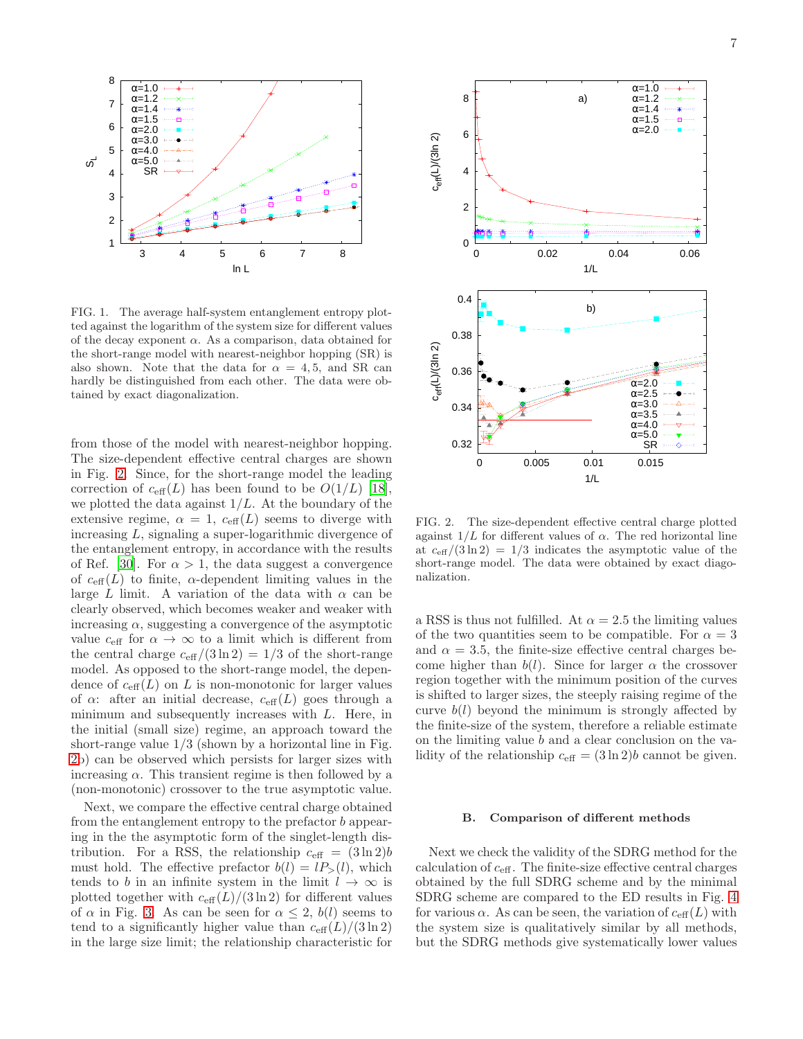FIG. 1. The average half-system entanglement entropy plotted against the logarithm of the system size for different values of the decay exponent $\alpha$. As a comparison, data obtained for the short-range model with nearest-neighbor hopping (SR) is also shown. Note that the data for $\alpha = 4, 5$, and SR can hardly be distinguished from each other. The data were obtained by exact diagonalization.

from those of the model with nearest-neighbor hopping. The size-dependent effective central charges are shown in Fig. 2. Since, for the short-range model the leading correction of $c_{\rm eff}(L)$ has been found to be $O(1/L)$ [18], we plotted the data against $1/L$. At the boundary of the extensive regime, $\alpha = 1$, $c_{\rm eff}(L)$ seems to diverge with increasing $L$, signaling a super-logarithmic divergence of the entanglement entropy, in accordance with the results of Ref. [30]. For $\alpha > 1$, the data suggest a convergence of $c_{\rm eff}(L)$ to finite, $\alpha$-dependent limiting values in the large $L$ limit. A variation of the data with $\alpha$ can be clearly observed, which becomes weaker and weaker with increasing $\alpha$, suggesting a convergence of the asymptotic value $c_{\rm eff}$ for $\alpha \to \infty$ to a limit which is different from the central charge $c_{\rm eff}/(3\ln 2) = 1/3$ of the short-range model. As opposed to the short-range model, the dependence of $c_{\rm eff}(L)$ on $L$ is non-monotonic for larger values of $\alpha$: after an initial decrease, $c_{\rm eff}(L)$ goes through a minimum and subsequently increases with $L$. Here, in the initial (small size) regime, an approach toward the short-range value 1/3 (shown by a horizontal line in Fig. 2b) can be observed which persists for larger sizes with increasing $\alpha$. This transient regime is then followed by a (non-monotonic) crossover to the true asymptotic value.

Next, we compare the effective central charge obtained from the entanglement entropy to the prefactor $b$ appearing in the the asymptotic form of the singlet-length distribution. For a RSS, the relationship $c_{\rm eff} = (3\ln 2)b$ must hold. The effective prefactor $b(l) = lP_>(l)$, which tends to $b$ in an infinite system in the limit $l \to \infty$ is plotted together with $c_{\rm eff}(L)/(3\ln 2)$ for different values of $\alpha$ in Fig. 3. As can be seen for $\alpha \leq 2$, $b(l)$ seems to tend to a significantly higher value than $c_{\rm eff}(L)/(3\ln 2)$ in the large size limit; the relationship characteristic for

FIG. 2. The size-dependent effective central charge plotted against $1/L$ for different values of $\alpha$. The red horizontal line at $c_{\rm eff}/(3\ln 2) = 1/3$ indicates the asymptotic value of the short-range model. The data were obtained by exact diagonalization.

a RSS is thus not fulfilled. At $\alpha = 2.5$ the limiting values of the two quantities seem to be compatible. For $\alpha = 3$ and $\alpha = 3.5$, the finite-size effective central charges become higher than $b(l)$. Since for larger $\alpha$ the crossover region together with the minimum position of the curves is shifted to larger sizes, the steeply raising regime of the curve $b(l)$ beyond the minimum is strongly affected by the finite-size of the system, therefore a reliable estimate on the limiting value $b$ and a clear conclusion on the validity of the relationship $c_{\rm eff} = (3\ln 2)b$ cannot be given.

### B. Comparison of different methods

Next we check the validity of the SDRG method for the calculation of $c_{\rm eff}$. The finite-size effective central charges obtained by the full SDRG scheme and by the minimal SDRG scheme are compared to the ED results in Fig. 4 for various $\alpha$. As can be seen, the variation of $c_{\rm eff}(L)$ with the system size is qualitatively similar by all methods, but the SDRG methods give systematically lower values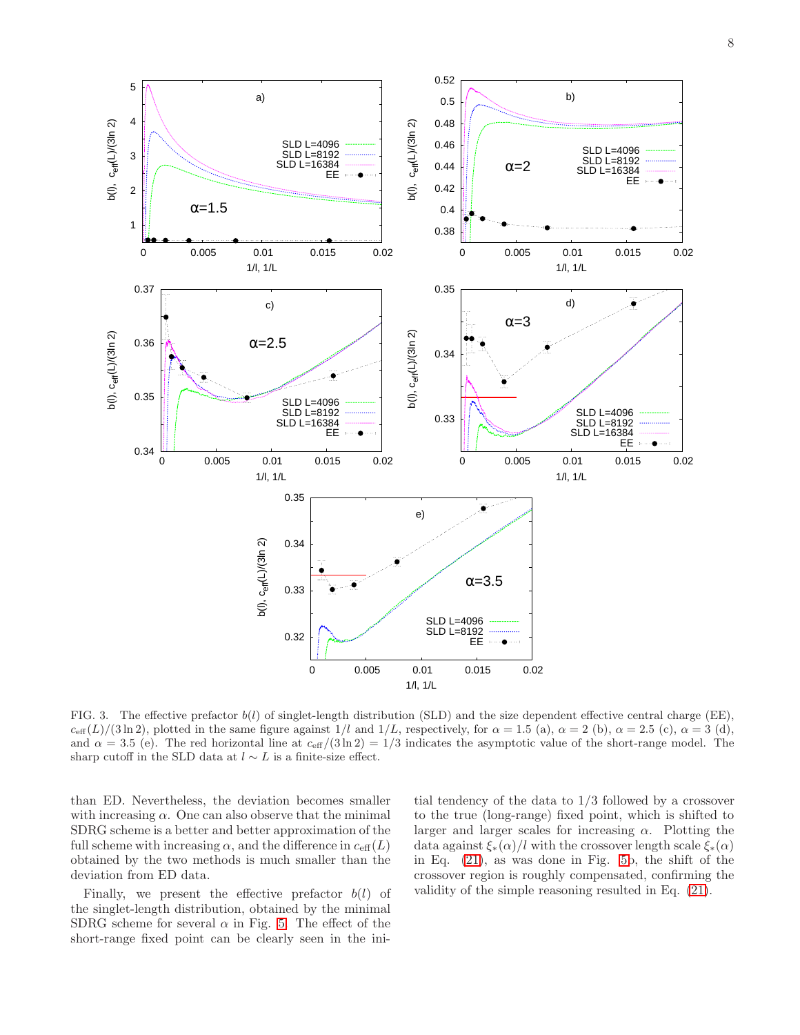FIG. 3. The effective prefactor $b(l)$ of singlet-length distribution (SLD) and the size dependent effective central charge (EE), $c_{\rm eff}(L)/(3\ln 2)$, plotted in the same figure against $1/l$ and $1/L$, respectively, for $\alpha = 1.5$ (a), $\alpha = 2$ (b), $\alpha = 2.5$ (c), $\alpha = 3$ (d), and $\alpha = 3.5$ (e). The red horizontal line at $c_{\rm eff}/(3\ln 2) = 1/3$ indicates the asymptotic value of the short-range model. The sharp cutoff in the SLD data at $l \sim L$ is a finite-size effect.

than ED. Nevertheless, the deviation becomes smaller with increasing $\alpha$. One can also observe that the minimal SDRG scheme is a better and better approximation of the full scheme with increasing $\alpha$, and the difference in $c_{\rm eff}(L)$ obtained by the two methods is much smaller than the deviation from ED data.

Finally, we present the effective prefactor $b(l)$ of the singlet-length distribution, obtained by the minimal SDRG scheme for several $\alpha$ in Fig. 5. The effect of the short-range fixed point can be clearly seen in the initial tendency of the data to 1/3 followed by a crossover to the true (long-range) fixed point, which is shifted to larger and larger scales for increasing $\alpha$. Plotting the data against $\xi_*(\alpha)/l$ with the crossover length scale $\xi_*(\alpha)$ in Eq. (21), as was done in Fig. 5b, the shift of the crossover region is roughly compensated, confirming the validity of the simple reasoning resulted in Eq. (21).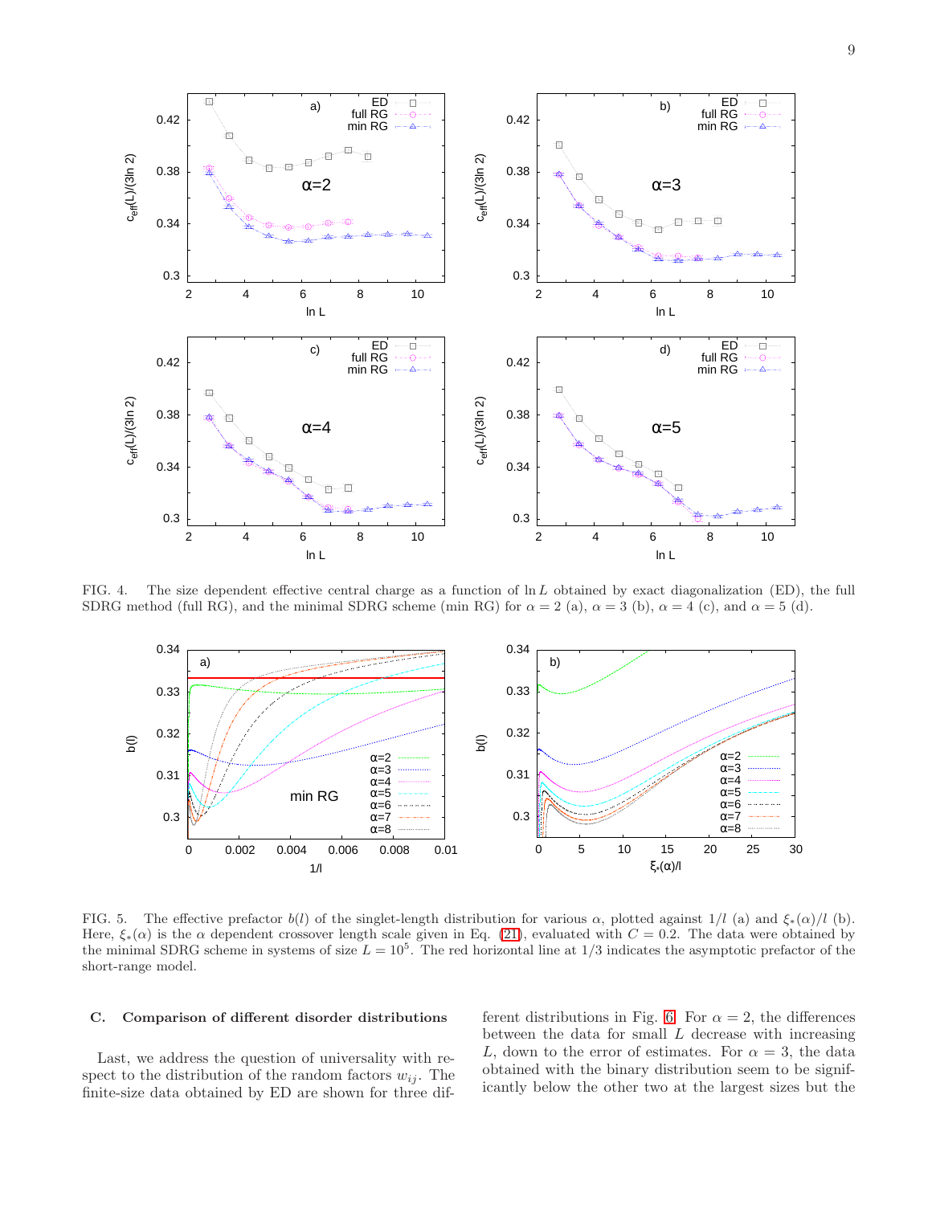FIG. 4. The size dependent effective central charge as a function of $\ln L$ obtained by exact diagonalization (ED), the full SDRG method (full RG), and the minimal SDRG scheme (min RG) for $\alpha = 2$ (a), $\alpha = 3$ (b), $\alpha = 4$ (c), and $\alpha = 5$ (d).

FIG. 5. The effective prefactor $b(l)$ of the singlet-length distribution for various $\alpha$, plotted against $1/l$ (a) and $\xi_*(\alpha)/l$ (b). Here, $\xi_*(\alpha)$ is the $\alpha$ dependent crossover length scale given in Eq. (21), evaluated with $C = 0.2$. The data were obtained by the minimal SDRG scheme in systems of size $L = 10^5$. The red horizontal line at 1/3 indicates the asymptotic prefactor of the short-range model.

### C. Comparison of different disorder distributions

Last, we address the question of universality with respect to the distribution of the random factors $w_{ij}$. The finite-size data obtained by ED are shown for three different distributions in Fig. 6. For $\alpha = 2$, the differences between the data for small $L$ decrease with increasing $L$, down to the error of estimates. For $\alpha = 3$, the data obtained with the binary distribution seem to be significantly below the other two at the largest sizes but the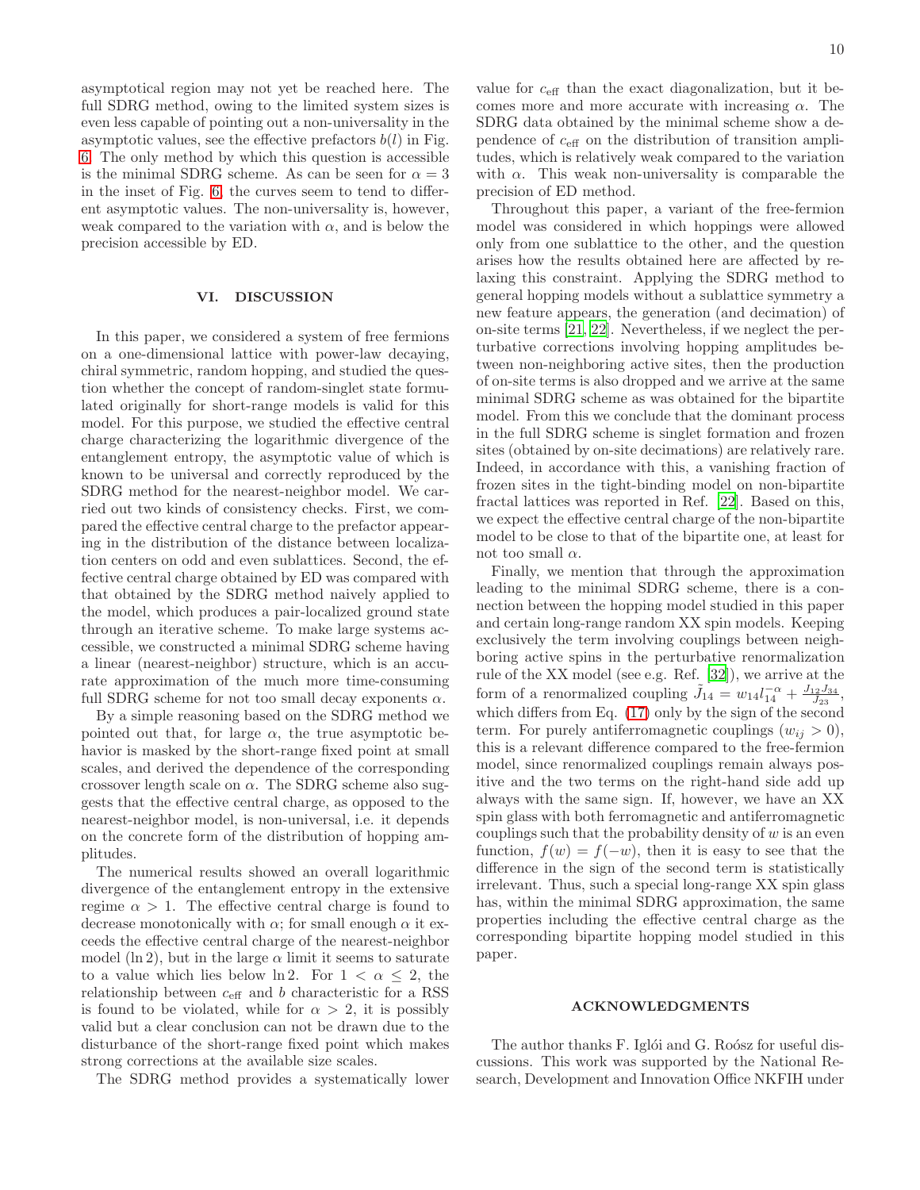asymptotical region may not yet be reached here. The full SDRG method, owing to the limited system sizes is even less capable of pointing out a non-universality in the asymptotic values, see the effective prefactors $b(l)$ in Fig. 6. The only method by which this question is accessible is the minimal SDRG scheme. As can be seen for $\alpha = 3$ in the inset of Fig. 6, the curves seem to tend to different asymptotic values. The non-universality is, however, weak compared to the variation with $\alpha$, and is below the precision accessible by ED.

## VI. DISCUSSION

In this paper, we considered a system of free fermions on a one-dimensional lattice with power-law decaying, chiral symmetric, random hopping, and studied the question whether the concept of random-singlet state formulated originally for short-range models is valid for this model. For this purpose, we studied the effective central charge characterizing the logarithmic divergence of the entanglement entropy, the asymptotic value of which is known to be universal and correctly reproduced by the SDRG method for the nearest-neighbor model. We carried out two kinds of consistency checks. First, we compared the effective central charge to the prefactor appearing in the distribution of the distance between localization centers on odd and even sublattices. Second, the effective central charge obtained by ED was compared with that obtained by the SDRG method naively applied to the model, which produces a pair-localized ground state through an iterative scheme. To make large systems accessible, we constructed a minimal SDRG scheme having a linear (nearest-neighbor) structure, which is an accurate approximation of the much more time-consuming full SDRG scheme for not too small decay exponents $\alpha$.

By a simple reasoning based on the SDRG method we pointed out that, for large $\alpha$, the true asymptotic behavior is masked by the short-range fixed point at small scales, and derived the dependence of the corresponding crossover length scale on $\alpha$. The SDRG scheme also suggests that the effective central charge, as opposed to the nearest-neighbor model, is non-universal, i.e. it depends on the concrete form of the distribution of hopping amplitudes.

The numerical results showed an overall logarithmic divergence of the entanglement entropy in the extensive regime $\alpha > 1$. The effective central charge is found to decrease monotonically with $\alpha$; for small enough $\alpha$ it exceeds the effective central charge of the nearest-neighbor model ($\ln 2$), but in the large $\alpha$ limit it seems to saturate to a value which lies below $\ln 2$. For $1 < \alpha \leq 2$, the relationship between $c_{\rm eff}$ and $b$ characteristic for a RSS is found to be violated, while for $\alpha > 2$, it is possibly valid but a clear conclusion can not be drawn due to the disturbance of the short-range fixed point which makes strong corrections at the available size scales.

The SDRG method provides a systematically lower value for $c_{\rm eff}$ than the exact diagonalization, but it becomes more and more accurate with increasing $\alpha$. The SDRG data obtained by the minimal scheme show a dependence of $c_{\rm eff}$ on the distribution of transition amplitudes, which is relatively weak compared to the variation with $\alpha$. This weak non-universality is comparable the precision of ED method.

Throughout this paper, a variant of the free-fermion model was considered in which hoppings were allowed only from one sublattice to the other, and the question arises how the results obtained here are affected by relaxing this constraint. Applying the SDRG method to general hopping models without a sublattice symmetry a new feature appears, the generation (and decimation) of on-site terms [21, 22]. Nevertheless, if we neglect the perturbative corrections involving hopping amplitudes between non-neighboring active sites, then the production of on-site terms is also dropped and we arrive at the same minimal SDRG scheme as was obtained for the bipartite model. From this we conclude that the dominant process in the full SDRG scheme is singlet formation and frozen sites (obtained by on-site decimations) are relatively rare. Indeed, in accordance with this, a vanishing fraction of frozen sites in the tight-binding model on non-bipartite fractal lattices was reported in Ref. [22]. Based on this, we expect the effective central charge of the non-bipartite model to be close to that of the bipartite one, at least for not too small $\alpha$.

Finally, we mention that through the approximation leading to the minimal SDRG scheme, there is a connection between the hopping model studied in this paper and certain long-range random XX spin models. Keeping exclusively the term involving couplings between neighboring active spins in the perturbative renormalization rule of the XX model (see e.g. Ref. [32]), we arrive at the form of a renormalized coupling $\tilde{J}_{14} = w_{14} l_{14}^{-\alpha} + \frac{J_{12}J_{34}}{J_{23}}$, which differs from Eq. (17) only by the sign of the second term. For purely antiferromagnetic couplings ($w_{ij} > 0$), this is a relevant difference compared to the free-fermion model, since renormalized couplings remain always positive and the two terms on the right-hand side add up always with the same sign. If, however, we have an XX spin glass with both ferromagnetic and antiferromagnetic couplings such that the probability density of $w$ is an even function, $f(w) = f(-w)$, then it is easy to see that the difference in the sign of the second term is statistically irrelevant. Thus, such a special long-range XX spin glass has, within the minimal SDRG approximation, the same properties including the effective central charge as the corresponding bipartite hopping model studied in this paper.

## ACKNOWLEDGMENTS

The author thanks F. Iglói and G. Roósz for useful discussions. This work was supported by the National Research, Development and Innovation Office NKFIH under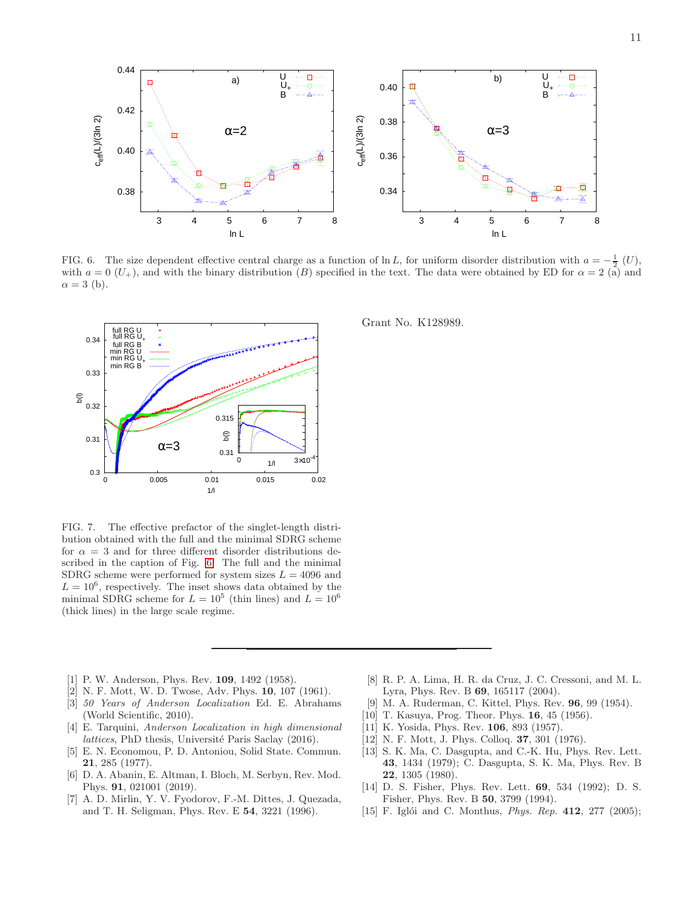FIG. 6. The size dependent effective central charge as a function of $\ln L$, for uniform disorder distribution with $a = -\frac{1}{2}$ ($U$), with $a = 0$ ($U_+$), and with the binary distribution ($B$) specified in the text. The data were obtained by ED for $\alpha = 2$ (a) and $\alpha = 3$ (b).

FIG. 7. The effective prefactor of the singlet-length distribution obtained with the full and the minimal SDRG scheme for $\alpha = 3$ and for three different disorder distributions described in the caption of Fig. 6. The full and the minimal SDRG scheme were performed for system sizes $L = 4096$ and $L = 10^6$, respectively. The inset shows data obtained by the minimal SDRG scheme for $L = 10^5$ (thin lines) and $L = 10^6$ (thick lines) in the large scale regime.

Grant No. K128989.

---

[1] P. W. Anderson, Phys. Rev. **109**, 1492 (1958).
[2] N. F. Mott, W. D. Twose, Adv. Phys. **10**, 107 (1961).
[3] *50 Years of Anderson Localization* Ed. E. Abrahams (World Scientific, 2010).
[4] E. Tarquini, *Anderson Localization in high dimensional lattices*, PhD thesis, Université Paris Saclay (2016).
[5] E. N. Economou, P. D. Antoniou, Solid State. Commun. **21**, 285 (1977).
[6] D. A. Abanin, E. Altman, I. Bloch, M. Serbyn, Rev. Mod. Phys. **91**, 021001 (2019).
[7] A. D. Mirlin, Y. V. Fyodorov, F.-M. Dittes, J. Quezada, and T. H. Seligman, Phys. Rev. E **54**, 3221 (1996).
[8] R. P. A. Lima, H. R. da Cruz, J. C. Cressoni, and M. L. Lyra, Phys. Rev. B **69**, 165117 (2004).
[9] M. A. Ruderman, C. Kittel, Phys. Rev. **96**, 99 (1954).
[10] T. Kasuya, Prog. Theor. Phys. **16**, 45 (1956).
[11] K. Yosida, Phys. Rev. **106**, 893 (1957).
[12] N. F. Mott, J. Phys. Colloq. **37**, 301 (1976).
[13] S. K. Ma, C. Dasgupta, and C.-K. Hu, Phys. Rev. Lett. **43**, 1434 (1979); C. Dasgupta, S. K. Ma, Phys. Rev. B **22**, 1305 (1980).
[14] D. S. Fisher, Phys. Rev. Lett. **69**, 534 (1992); D. S. Fisher, Phys. Rev. B **50**, 3799 (1994).
[15] F. Iglói and C. Monthus, *Phys. Rep.* **412**, 277 (2005);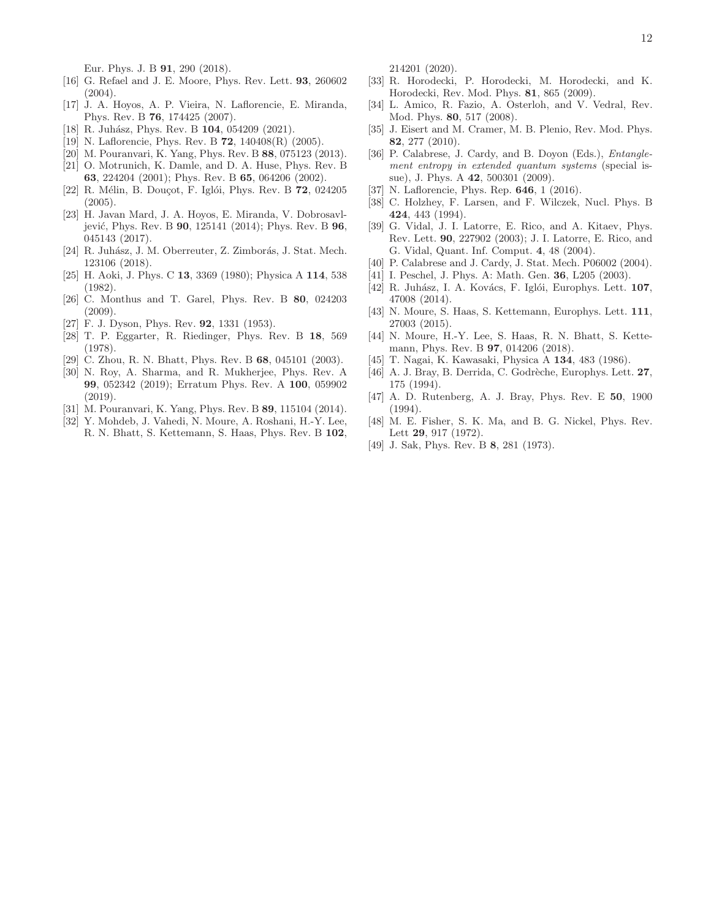Eur. Phys. J. B **91**, 290 (2018).

[16] G. Refael and J. E. Moore, Phys. Rev. Lett. **93**, 260602 (2004).

[17] J. A. Hoyos, A. P. Vieira, N. Laflorencie, E. Miranda, Phys. Rev. B **76**, 174425 (2007).

[18] R. Juhász, Phys. Rev. B **104**, 054209 (2021).

[19] N. Laflorencie, Phys. Rev. B **72**, 140408(R) (2005).

[20] M. Pouranvari, K. Yang, Phys. Rev. B **88**, 075123 (2013).

[21] O. Motrunich, K. Damle, and D. A. Huse, Phys. Rev. B **63**, 224204 (2001); Phys. Rev. B **65**, 064206 (2002).

[22] R. Mélin, B. Douçot, F. Iglói, Phys. Rev. B **72**, 024205 (2005).

[23] H. Javan Mard, J. A. Hoyos, E. Miranda, V. Dobrosavljević, Phys. Rev. B **90**, 125141 (2014); Phys. Rev. B **96**, 045143 (2017).

[24] R. Juhász, J. M. Oberreuter, Z. Zimborás, J. Stat. Mech. 123106 (2018).

[25] H. Aoki, J. Phys. C **13**, 3369 (1980); Physica A **114**, 538 (1982).

[26] C. Monthus and T. Garel, Phys. Rev. B **80**, 024203 (2009).

[27] F. J. Dyson, Phys. Rev. **92**, 1331 (1953).

[28] T. P. Eggarter, R. Riedinger, Phys. Rev. B **18**, 569 (1978).

[29] C. Zhou, R. N. Bhatt, Phys. Rev. B **68**, 045101 (2003).

[30] N. Roy, A. Sharma, and R. Mukherjee, Phys. Rev. A **99**, 052342 (2019); Erratum Phys. Rev. A **100**, 059902 (2019).

[31] M. Pouranvari, K. Yang, Phys. Rev. B **89**, 115104 (2014).

[32] Y. Mohdeb, J. Vahedi, N. Moure, A. Roshani, H.-Y. Lee, R. N. Bhatt, S. Kettemann, S. Haas, Phys. Rev. B **102**, 214201 (2020).

[33] R. Horodecki, P. Horodecki, M. Horodecki, and K. Horodecki, Rev. Mod. Phys. **81**, 865 (2009).

[34] L. Amico, R. Fazio, A. Osterloh, and V. Vedral, Rev. Mod. Phys. **80**, 517 (2008).

[35] J. Eisert and M. Cramer, M. B. Plenio, Rev. Mod. Phys. **82**, 277 (2010).

[36] P. Calabrese, J. Cardy, and B. Doyon (Eds.), *Entanglement entropy in extended quantum systems* (special issue), J. Phys. A **42**, 500301 (2009).

[37] N. Laflorencie, Phys. Rep. **646**, 1 (2016).

[38] C. Holzhey, F. Larsen, and F. Wilczek, Nucl. Phys. B **424**, 443 (1994).

[39] G. Vidal, J. I. Latorre, E. Rico, and A. Kitaev, Phys. Rev. Lett. **90**, 227902 (2003); J. I. Latorre, E. Rico, and G. Vidal, Quant. Inf. Comput. **4**, 48 (2004).

[40] P. Calabrese and J. Cardy, J. Stat. Mech. P06002 (2004).

[41] I. Peschel, J. Phys. A: Math. Gen. **36**, L205 (2003).

[42] R. Juhász, I. A. Kovács, F. Iglói, Europhys. Lett. **107**, 47008 (2014).

[43] N. Moure, S. Haas, S. Kettemann, Europhys. Lett. **111**, 27003 (2015).

[44] N. Moure, H.-Y. Lee, S. Haas, R. N. Bhatt, S. Kettemann, Phys. Rev. B **97**, 014206 (2018).

[45] T. Nagai, K. Kawasaki, Physica A **134**, 483 (1986).

[46] A. J. Bray, B. Derrida, C. Godrèche, Europhys. Lett. **27**, 175 (1994).

[47] A. D. Rutenberg, A. J. Bray, Phys. Rev. E **50**, 1900 (1994).

[48] M. E. Fisher, S. K. Ma, and B. G. Nickel, Phys. Rev. Lett **29**, 917 (1972).

[49] J. Sak, Phys. Rev. B **8**, 281 (1973).